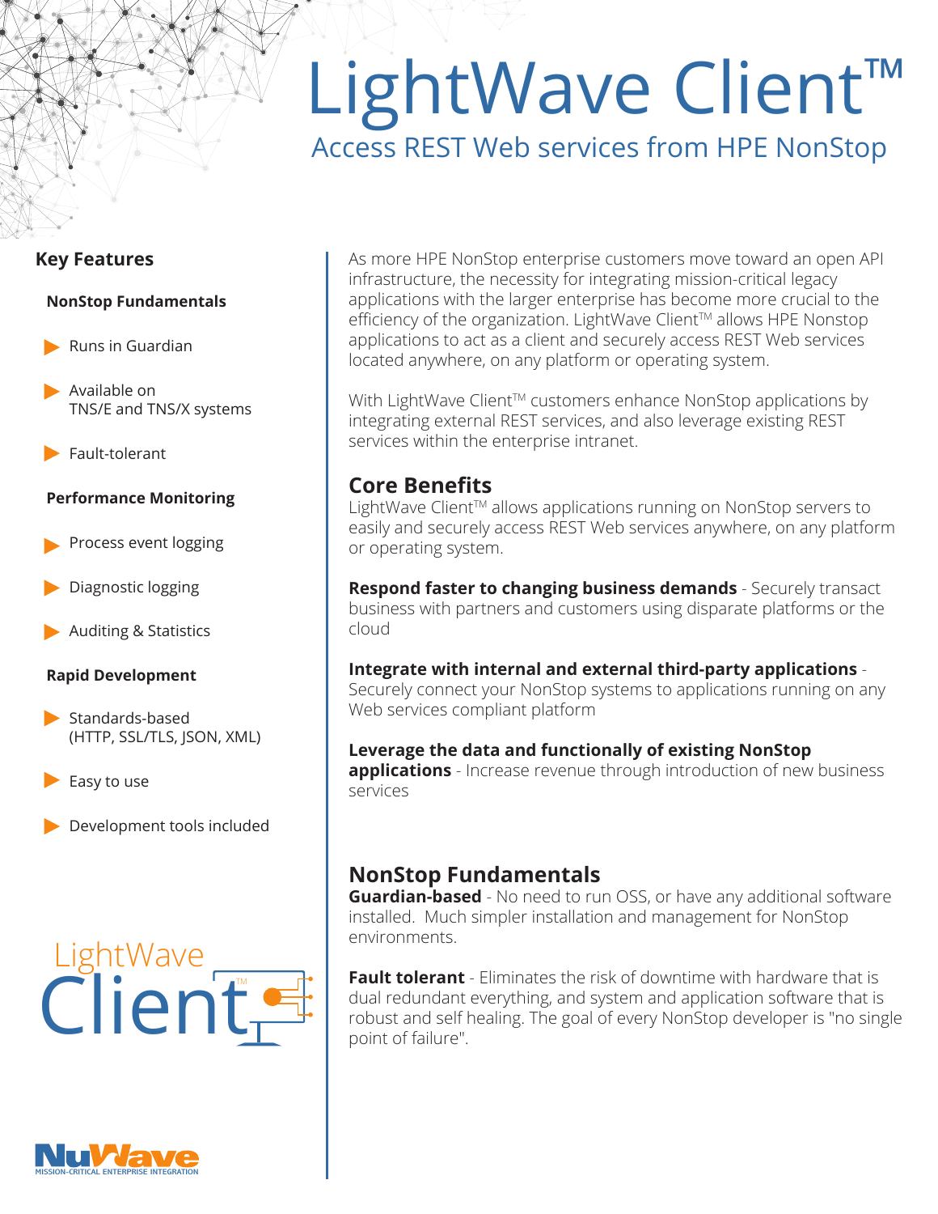# LightWave Client™

## Access REST Web services from HPE NonStop

## Key Features

**NonStop Fundamentals**

- Runs in Guardian
- Available on TNS/E and TNS/X systems
- Fault-tolerant

**Performance Monitoring**

- Process event logging
- Diagnostic logging
- Auditing & Statistics

**Rapid Development**

- Standards-based (HTTP, SSL/TLS, JSON, XML)
- Easy to use
- Development tools included

LightWave Client™

NuWave MISSION-CRITICAL ENTERPRISE INTEGRATION

As more HPE NonStop enterprise customers move toward an open API infrastructure, the necessity for integrating mission-critical legacy applications with the larger enterprise has become more crucial to the efficiency of the organization. LightWave Client™ allows HPE Nonstop applications to act as a client and securely access REST Web services located anywhere, on any platform or operating system.

With LightWave Client™ customers enhance NonStop applications by integrating external REST services, and also leverage existing REST services within the enterprise intranet.

## Core Benefits

LightWave Client™ allows applications running on NonStop servers to easily and securely access REST Web services anywhere, on any platform or operating system.

**Respond faster to changing business demands** - Securely transact business with partners and customers using disparate platforms or the cloud

**Integrate with internal and external third-party applications** - Securely connect your NonStop systems to applications running on any Web services compliant platform

**Leverage the data and functionally of existing NonStop applications** - Increase revenue through introduction of new business services

## NonStop Fundamentals

**Guardian-based** - No need to run OSS, or have any additional software installed. Much simpler installation and management for NonStop environments.

**Fault tolerant** - Eliminates the risk of downtime with hardware that is dual redundant everything, and system and application software that is robust and self healing. The goal of every NonStop developer is "no single point of failure".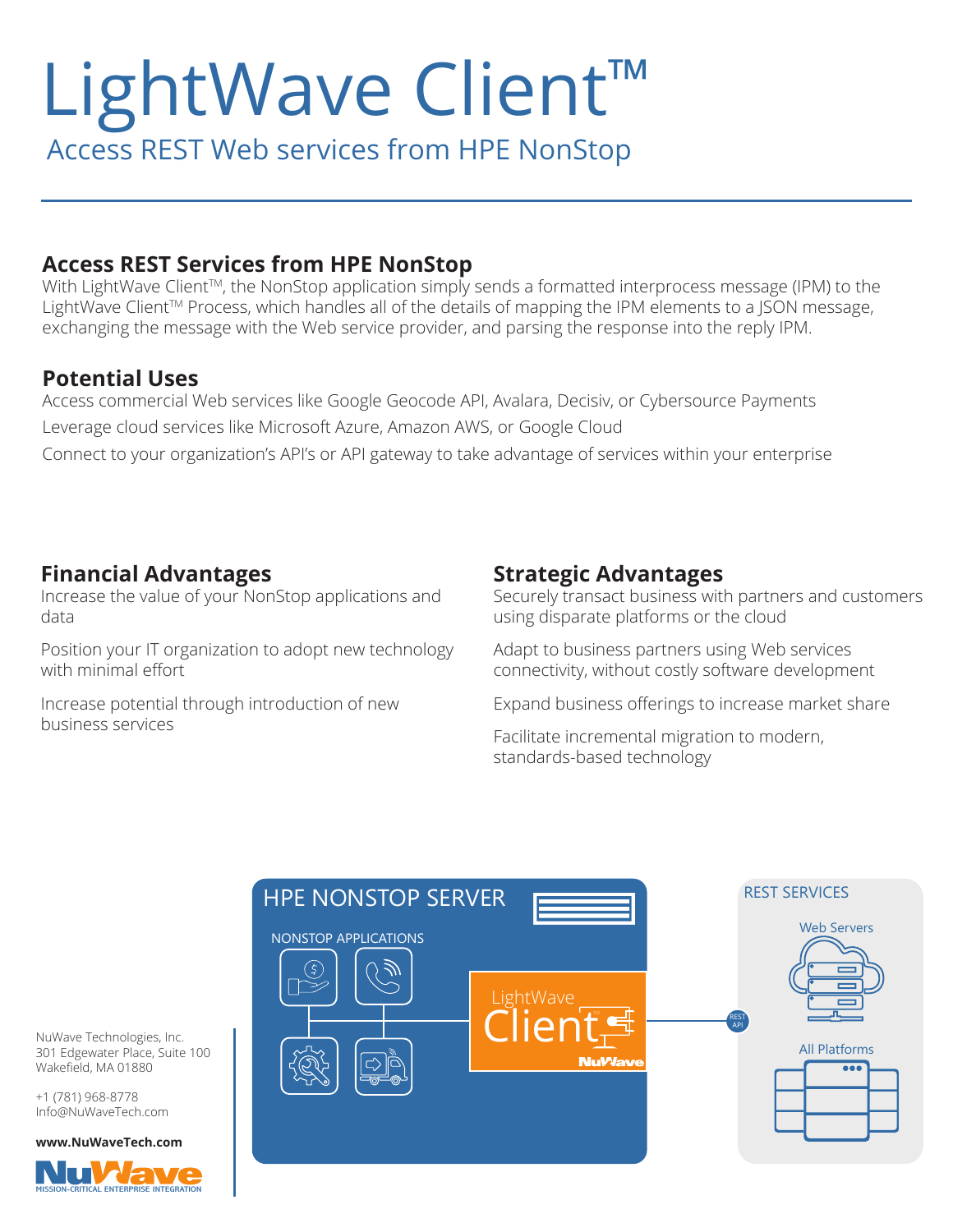# LightWave Client™

## Access REST Web services from HPE NonStop

### Access REST Services from HPE NonStop

With LightWave Client™, the NonStop application simply sends a formatted interprocess message (IPM) to the LightWave Client™ Process, which handles all of the details of mapping the IPM elements to a JSON message, exchanging the message with the Web service provider, and parsing the response into the reply IPM.

### Potential Uses

Access commercial Web services like Google Geocode API, Avalara, Decisiv, or Cybersource Payments

Leverage cloud services like Microsoft Azure, Amazon AWS, or Google Cloud

Connect to your organization's API's or API gateway to take advantage of services within your enterprise

### Financial Advantages

Increase the value of your NonStop applications and data

Position your IT organization to adopt new technology with minimal effort

Increase potential through introduction of new business services

### Strategic Advantages

Securely transact business with partners and customers using disparate platforms or the cloud

Adapt to business partners using Web services connectivity, without costly software development

Expand business offerings to increase market share

Facilitate incremental migration to modern, standards-based technology

HPE NONSTOP SERVER

NONSTOP APPLICATIONS

LightWave Client

NuWave

REST API

REST SERVICES

Web Servers

All Platforms

NuWave Technologies, Inc.
301 Edgewater Place, Suite 100
Wakefield, MA 01880

+1 (781) 968-8778
Info@NuWaveTech.com

**www.NuWaveTech.com**

NuWave
MISSION-CRITICAL ENTERPRISE INTEGRATION